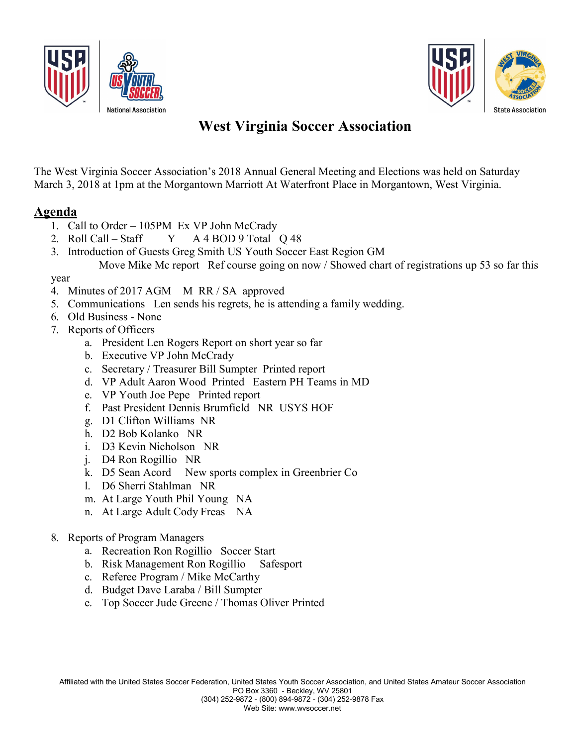# West Virginia Soccer Association

The West Virginia Soccer Association's 2018 Annual General Meeting and Elections was held on Saturday March 3, 2018 at 1pm at the Morgantown Marriott At Waterfront Place in Morgantown, West Virginia.

## Agenda

1. Call to Order – 105PM Ex VP John McCrady
2. Roll Call – Staff Y A 4 BOD 9 Total Q 48
3. Introduction of Guests Greg Smith US Youth Soccer East Region GM

   Move Mike Mc report Ref course going on now / Showed chart of registrations up 53 so far this year
4. Minutes of 2017 AGM M RR / SA approved
5. Communications Len sends his regrets, he is attending a family wedding.
6. Old Business - None
7. Reports of Officers
   a. President Len Rogers Report on short year so far
   b. Executive VP John McCrady
   c. Secretary / Treasurer Bill Sumpter Printed report
   d. VP Adult Aaron Wood Printed Eastern PH Teams in MD
   e. VP Youth Joe Pepe Printed report
   f. Past President Dennis Brumfield NR USYS HOF
   g. D1 Clifton Williams NR
   h. D2 Bob Kolanko NR
   i. D3 Kevin Nicholson NR
   j. D4 Ron Rogillio NR
   k. D5 Sean Acord New sports complex in Greenbrier Co
   l. D6 Sherri Stahlman NR
   m. At Large Youth Phil Young NA
   n. At Large Adult Cody Freas NA
8. Reports of Program Managers
   a. Recreation Ron Rogillio Soccer Start
   b. Risk Management Ron Rogillio Safesport
   c. Referee Program / Mike McCarthy
   d. Budget Dave Laraba / Bill Sumpter
   e. Top Soccer Jude Greene / Thomas Oliver Printed

Affiliated with the United States Soccer Federation, United States Youth Soccer Association, and United States Amateur Soccer Association
PO Box 3360 - Beckley, WV 25801
(304) 252-9872 - (800) 894-9872 - (304) 252-9878 Fax
Web Site: www.wvsoccer.net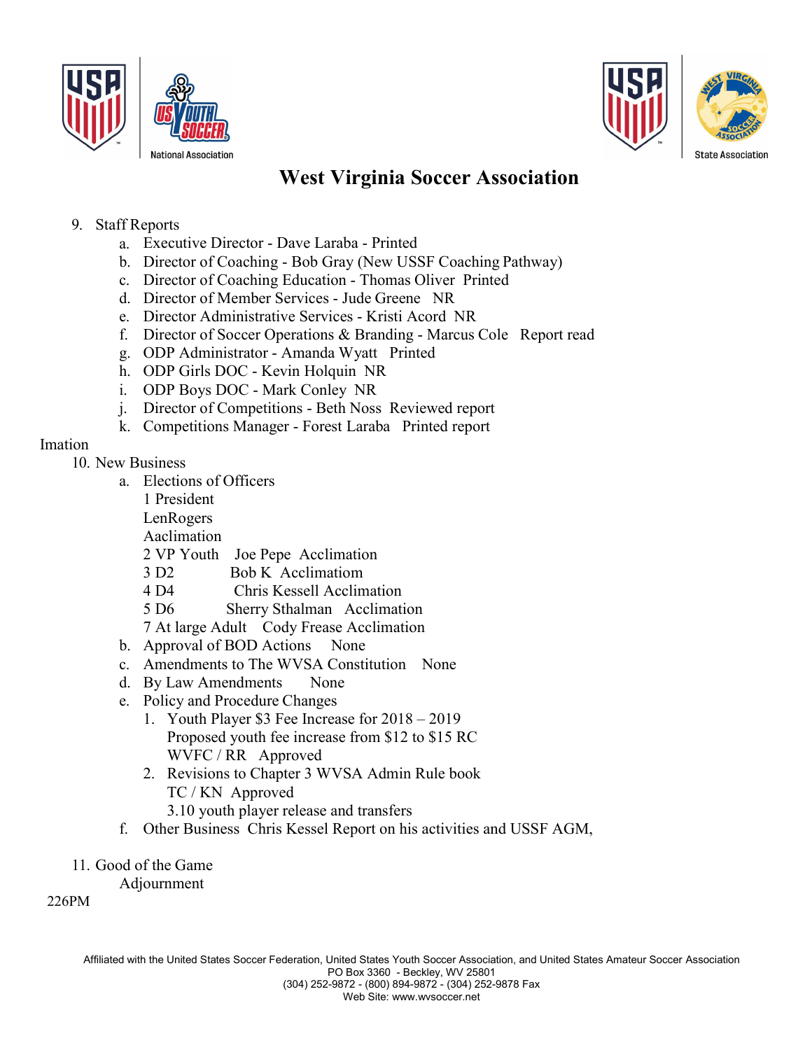# West Virginia Soccer Association

9. Staff Reports
   a. Executive Director - Dave Laraba - Printed
   b. Director of Coaching - Bob Gray (New USSF Coaching Pathway)
   c. Director of Coaching Education - Thomas Oliver Printed
   d. Director of Member Services - Jude Greene NR
   e. Director Administrative Services - Kristi Acord NR
   f. Director of Soccer Operations & Branding - Marcus Cole Report read
   g. ODP Administrator - Amanda Wyatt Printed
   h. ODP Girls DOC - Kevin Holquin NR
   i. ODP Boys DOC - Mark Conley NR
   j. Director of Competitions - Beth Noss Reviewed report
   k. Competitions Manager - Forest Laraba Printed report

Imation

10. New Business
    a. Elections of Officers
       1 President
       LenRogers
       Aaclimation
       2 VP Youth Joe Pepe Acclimation
       3 D2 Bob K Acclimatiom
       4 D4 Chris Kessell Acclimation
       5 D6 Sherry Sthalman Acclimation
       7 At large Adult Cody Frease Acclimation
    b. Approval of BOD Actions None
    c. Amendments to The WVSA Constitution None
    d. By Law Amendments None
    e. Policy and Procedure Changes
       1. Youth Player $3 Fee Increase for 2018 – 2019
          Proposed youth fee increase from $12 to $15 RC
          WVFC / RR Approved
       2. Revisions to Chapter 3 WVSA Admin Rule book
          TC / KN Approved
          3.10 youth player release and transfers
    f. Other Business Chris Kessel Report on his activities and USSF AGM,

11. Good of the Game
    Adjournment

226PM

Affiliated with the United States Soccer Federation, United States Youth Soccer Association, and United States Amateur Soccer Association
PO Box 3360 - Beckley, WV 25801
(304) 252-9872 - (800) 894-9872 - (304) 252-9878 Fax
Web Site: www.wvsoccer.net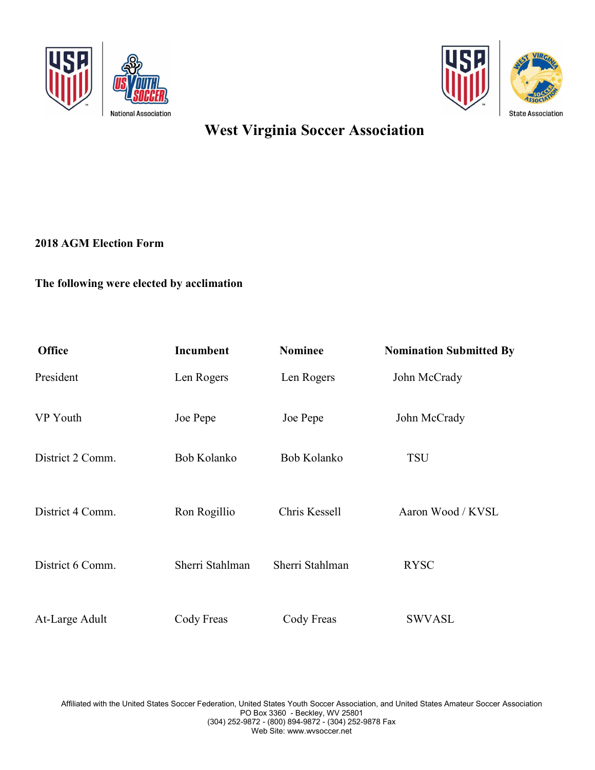# West Virginia Soccer Association

**2018 AGM Election Form**

**The following were elected by acclimation**

| Office | Incumbent | Nominee | Nomination Submitted By |
|---|---|---|---|
| President | Len Rogers | Len Rogers | John McCrady |
| VP Youth | Joe Pepe | Joe Pepe | John McCrady |
| District 2 Comm. | Bob Kolanko | Bob Kolanko | TSU |
| District 4 Comm. | Ron Rogillio | Chris Kessell | Aaron Wood / KVSL |
| District 6 Comm. | Sherri Stahlman | Sherri Stahlman | RYSC |
| At-Large Adult | Cody Freas | Cody Freas | SWVASL |

Affiliated with the United States Soccer Federation, United States Youth Soccer Association, and United States Amateur Soccer Association
PO Box 3360 - Beckley, WV 25801
(304) 252-9872 - (800) 894-9872 - (304) 252-9878 Fax
Web Site: www.wvsoccer.net